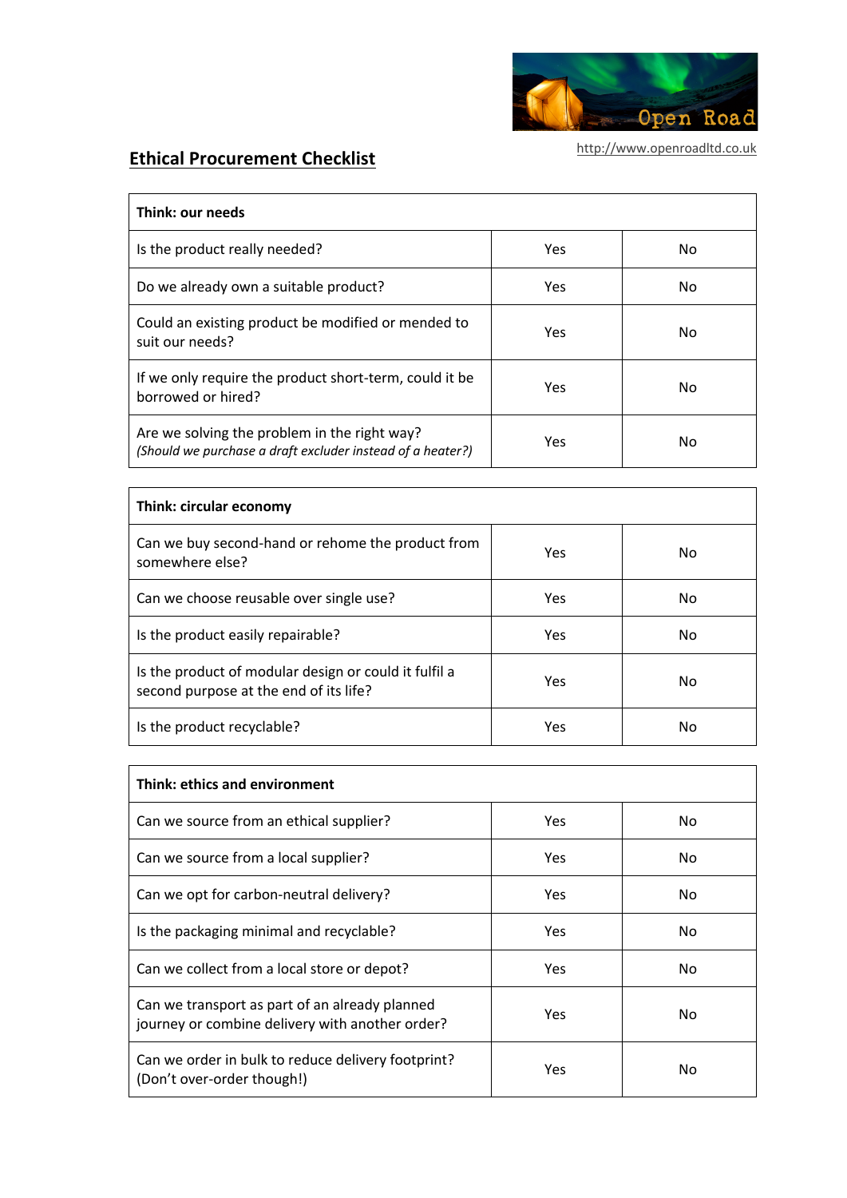http://www.openroadltd.co.uk

# Ethical Procurement Checklist

| Think: our needs | | |
|---|---|---|
| Is the product really needed? | Yes | No |
| Do we already own a suitable product? | Yes | No |
| Could an existing product be modified or mended to suit our needs? | Yes | No |
| If we only require the product short-term, could it be borrowed or hired? | Yes | No |
| Are we solving the problem in the right way? *(Should we purchase a draft excluder instead of a heater?)* | Yes | No |

| Think: circular economy | | |
|---|---|---|
| Can we buy second-hand or rehome the product from somewhere else? | Yes | No |
| Can we choose reusable over single use? | Yes | No |
| Is the product easily repairable? | Yes | No |
| Is the product of modular design or could it fulfil a second purpose at the end of its life? | Yes | No |
| Is the product recyclable? | Yes | No |

| Think: ethics and environment | | |
|---|---|---|
| Can we source from an ethical supplier? | Yes | No |
| Can we source from a local supplier? | Yes | No |
| Can we opt for carbon-neutral delivery? | Yes | No |
| Is the packaging minimal and recyclable? | Yes | No |
| Can we collect from a local store or depot? | Yes | No |
| Can we transport as part of an already planned journey or combine delivery with another order? | Yes | No |
| Can we order in bulk to reduce delivery footprint? (Don't over-order though!) | Yes | No |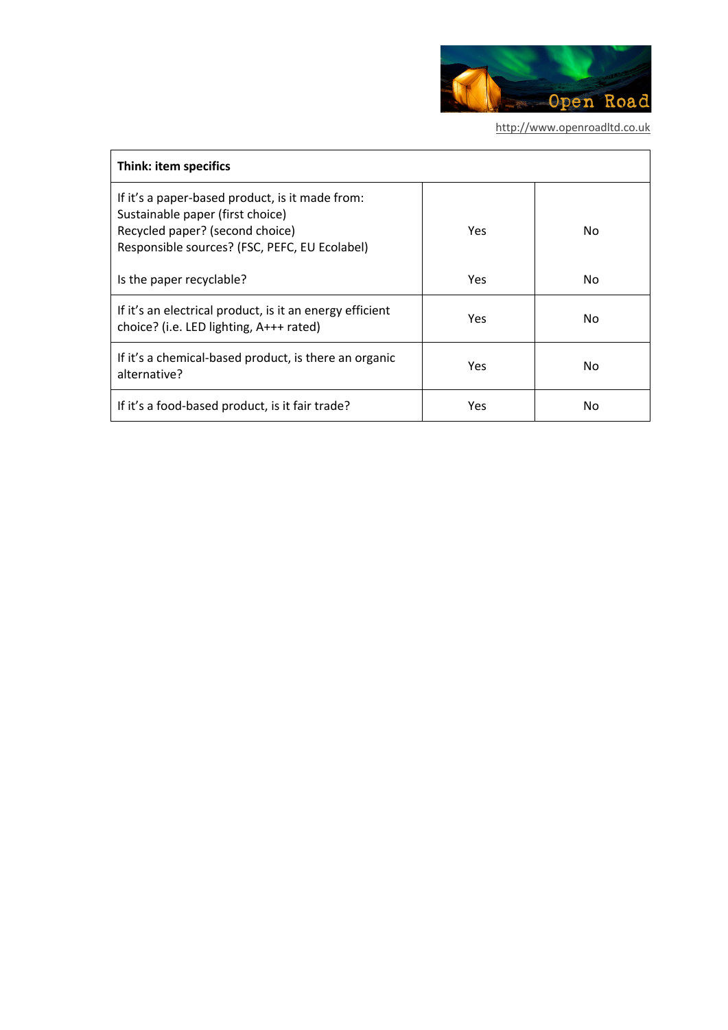http://www.openroadltd.co.uk

| Think: item specifics | | |
|---|---|---|
| If it's a paper-based product, is it made from:<br>Sustainable paper (first choice)<br>Recycled paper? (second choice)<br>Responsible sources? (FSC, PEFC, EU Ecolabel) | Yes | No |
| Is the paper recyclable? | Yes | No |
| If it's an electrical product, is it an energy efficient choice? (i.e. LED lighting, A+++ rated) | Yes | No |
| If it's a chemical-based product, is there an organic alternative? | Yes | No |
| If it's a food-based product, is it fair trade? | Yes | No |